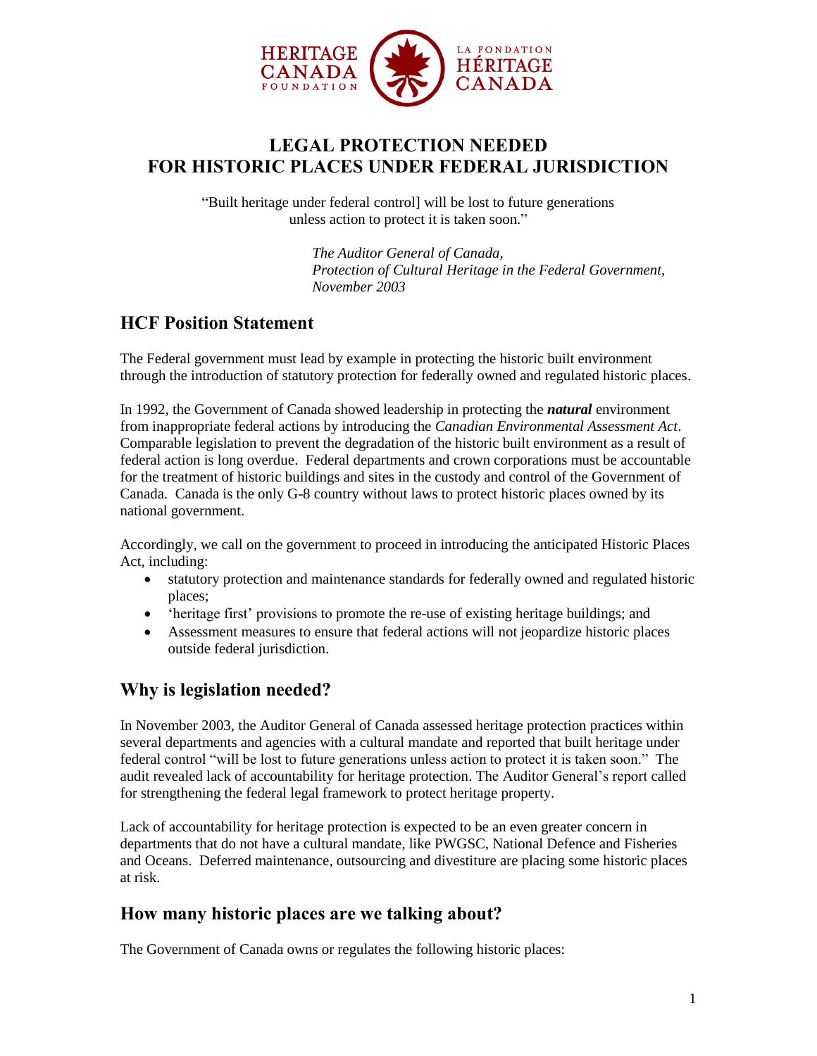# LEGAL PROTECTION NEEDED FOR HISTORIC PLACES UNDER FEDERAL JURISDICTION

"Built heritage under federal control] will be lost to future generations unless action to protect it is taken soon."

*The Auditor General of Canada,*
*Protection of Cultural Heritage in the Federal Government,*
*November 2003*

## HCF Position Statement

The Federal government must lead by example in protecting the historic built environment through the introduction of statutory protection for federally owned and regulated historic places.

In 1992, the Government of Canada showed leadership in protecting the ***natural*** environment from inappropriate federal actions by introducing the *Canadian Environmental Assessment Act*. Comparable legislation to prevent the degradation of the historic built environment as a result of federal action is long overdue. Federal departments and crown corporations must be accountable for the treatment of historic buildings and sites in the custody and control of the Government of Canada. Canada is the only G-8 country without laws to protect historic places owned by its national government.

Accordingly, we call on the government to proceed in introducing the anticipated Historic Places Act, including:

- statutory protection and maintenance standards for federally owned and regulated historic places;
- 'heritage first' provisions to promote the re-use of existing heritage buildings; and
- Assessment measures to ensure that federal actions will not jeopardize historic places outside federal jurisdiction.

## Why is legislation needed?

In November 2003, the Auditor General of Canada assessed heritage protection practices within several departments and agencies with a cultural mandate and reported that built heritage under federal control "will be lost to future generations unless action to protect it is taken soon." The audit revealed lack of accountability for heritage protection. The Auditor General's report called for strengthening the federal legal framework to protect heritage property.

Lack of accountability for heritage protection is expected to be an even greater concern in departments that do not have a cultural mandate, like PWGSC, National Defence and Fisheries and Oceans. Deferred maintenance, outsourcing and divestiture are placing some historic places at risk.

## How many historic places are we talking about?

The Government of Canada owns or regulates the following historic places: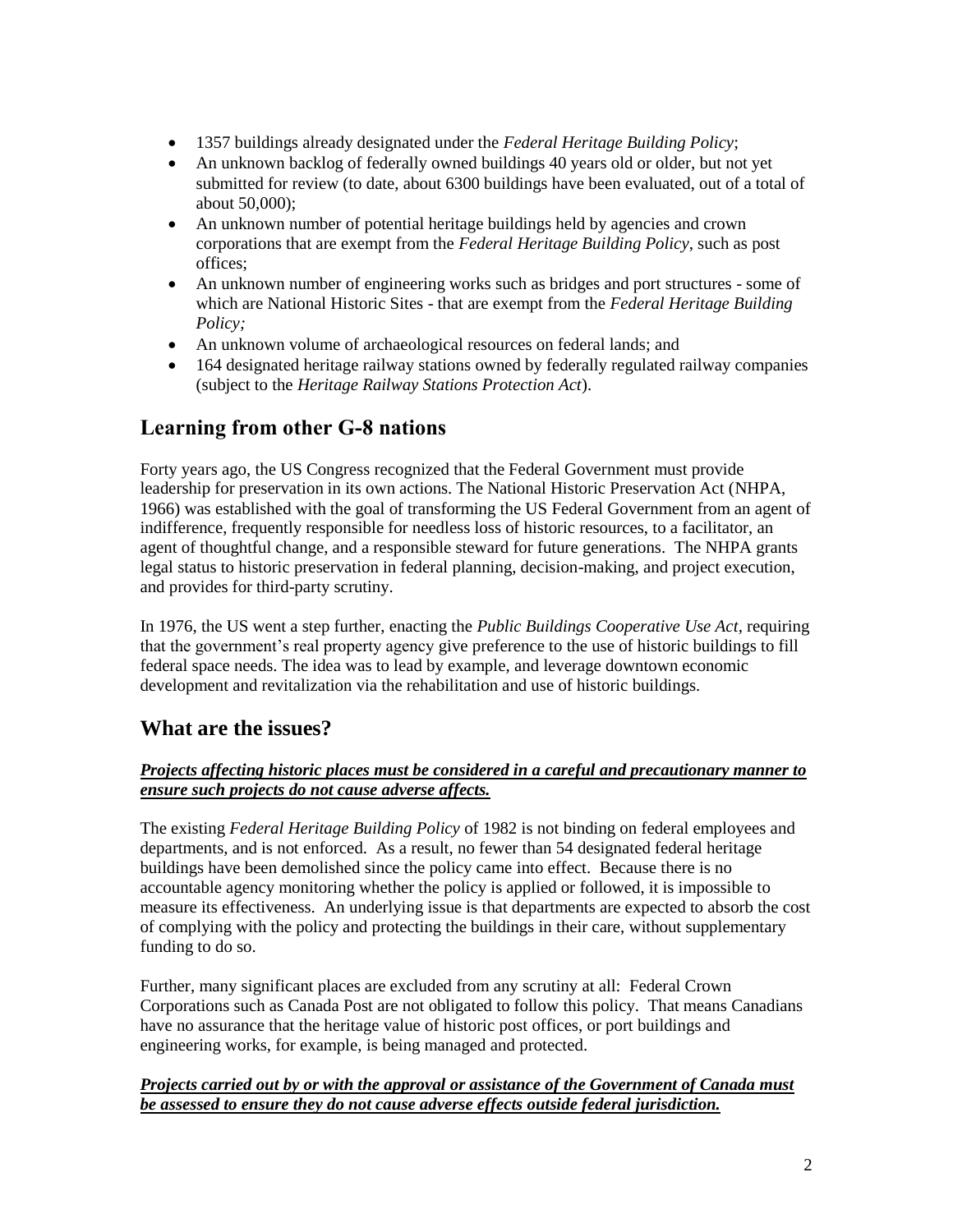- 1357 buildings already designated under the *Federal Heritage Building Policy*;
- An unknown backlog of federally owned buildings 40 years old or older, but not yet submitted for review (to date, about 6300 buildings have been evaluated, out of a total of about 50,000);
- An unknown number of potential heritage buildings held by agencies and crown corporations that are exempt from the *Federal Heritage Building Policy*, such as post offices;
- An unknown number of engineering works such as bridges and port structures - some of which are National Historic Sites - that are exempt from the *Federal Heritage Building Policy;*
- An unknown volume of archaeological resources on federal lands; and
- 164 designated heritage railway stations owned by federally regulated railway companies (subject to the *Heritage Railway Stations Protection Act*).

## Learning from other G-8 nations

Forty years ago, the US Congress recognized that the Federal Government must provide leadership for preservation in its own actions. The National Historic Preservation Act (NHPA, 1966) was established with the goal of transforming the US Federal Government from an agent of indifference, frequently responsible for needless loss of historic resources, to a facilitator, an agent of thoughtful change, and a responsible steward for future generations. The NHPA grants legal status to historic preservation in federal planning, decision-making, and project execution, and provides for third-party scrutiny.

In 1976, the US went a step further, enacting the *Public Buildings Cooperative Use Act*, requiring that the government's real property agency give preference to the use of historic buildings to fill federal space needs. The idea was to lead by example, and leverage downtown economic development and revitalization via the rehabilitation and use of historic buildings.

## What are the issues?

***Projects affecting historic places must be considered in a careful and precautionary manner to ensure such projects do not cause adverse affects.***

The existing *Federal Heritage Building Policy* of 1982 is not binding on federal employees and departments, and is not enforced. As a result, no fewer than 54 designated federal heritage buildings have been demolished since the policy came into effect. Because there is no accountable agency monitoring whether the policy is applied or followed, it is impossible to measure its effectiveness. An underlying issue is that departments are expected to absorb the cost of complying with the policy and protecting the buildings in their care, without supplementary funding to do so.

Further, many significant places are excluded from any scrutiny at all: Federal Crown Corporations such as Canada Post are not obligated to follow this policy. That means Canadians have no assurance that the heritage value of historic post offices, or port buildings and engineering works, for example, is being managed and protected.

***Projects carried out by or with the approval or assistance of the Government of Canada must be assessed to ensure they do not cause adverse effects outside federal jurisdiction.***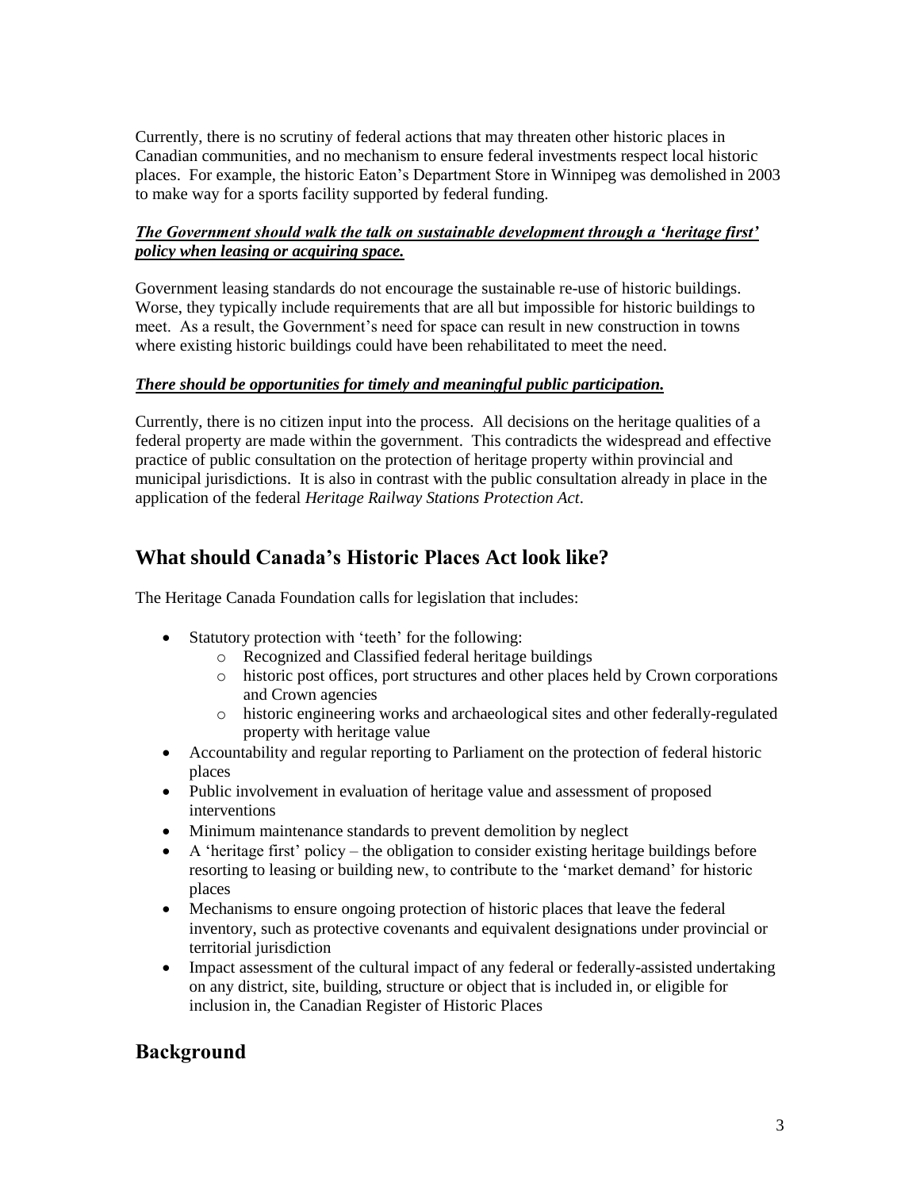Currently, there is no scrutiny of federal actions that may threaten other historic places in Canadian communities, and no mechanism to ensure federal investments respect local historic places. For example, the historic Eaton's Department Store in Winnipeg was demolished in 2003 to make way for a sports facility supported by federal funding.

***The Government should walk the talk on sustainable development through a 'heritage first' policy when leasing or acquiring space.***

Government leasing standards do not encourage the sustainable re-use of historic buildings. Worse, they typically include requirements that are all but impossible for historic buildings to meet. As a result, the Government's need for space can result in new construction in towns where existing historic buildings could have been rehabilitated to meet the need.

***There should be opportunities for timely and meaningful public participation.***

Currently, there is no citizen input into the process. All decisions on the heritage qualities of a federal property are made within the government. This contradicts the widespread and effective practice of public consultation on the protection of heritage property within provincial and municipal jurisdictions. It is also in contrast with the public consultation already in place in the application of the federal *Heritage Railway Stations Protection Act*.

## What should Canada's Historic Places Act look like?

The Heritage Canada Foundation calls for legislation that includes:

- Statutory protection with 'teeth' for the following:
    - Recognized and Classified federal heritage buildings
    - historic post offices, port structures and other places held by Crown corporations and Crown agencies
    - historic engineering works and archaeological sites and other federally-regulated property with heritage value
- Accountability and regular reporting to Parliament on the protection of federal historic places
- Public involvement in evaluation of heritage value and assessment of proposed interventions
- Minimum maintenance standards to prevent demolition by neglect
- A 'heritage first' policy – the obligation to consider existing heritage buildings before resorting to leasing or building new, to contribute to the 'market demand' for historic places
- Mechanisms to ensure ongoing protection of historic places that leave the federal inventory, such as protective covenants and equivalent designations under provincial or territorial jurisdiction
- Impact assessment of the cultural impact of any federal or federally-assisted undertaking on any district, site, building, structure or object that is included in, or eligible for inclusion in, the Canadian Register of Historic Places

## Background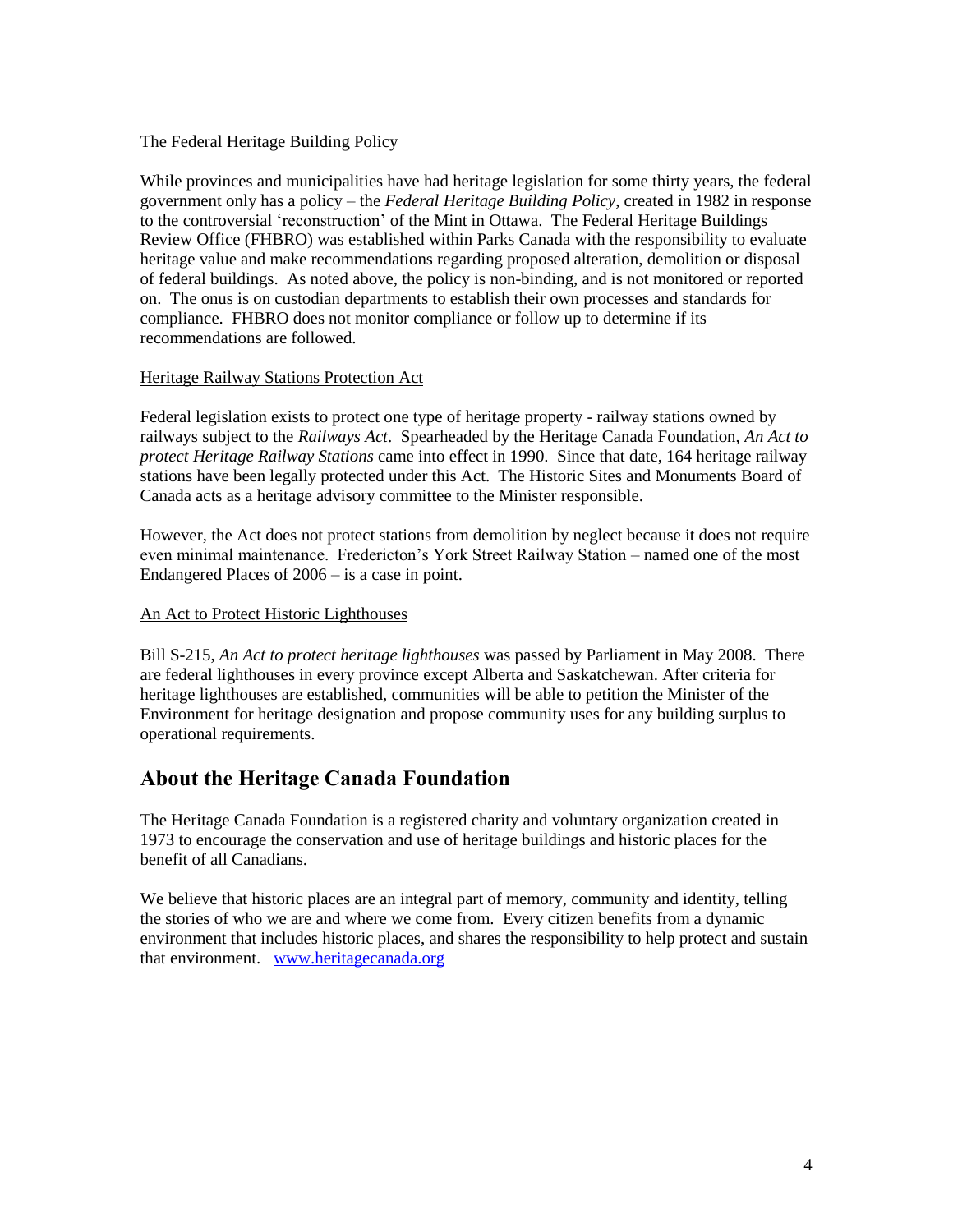The Federal Heritage Building Policy

While provinces and municipalities have had heritage legislation for some thirty years, the federal government only has a policy – the *Federal Heritage Building Policy*, created in 1982 in response to the controversial 'reconstruction' of the Mint in Ottawa. The Federal Heritage Buildings Review Office (FHBRO) was established within Parks Canada with the responsibility to evaluate heritage value and make recommendations regarding proposed alteration, demolition or disposal of federal buildings. As noted above, the policy is non-binding, and is not monitored or reported on. The onus is on custodian departments to establish their own processes and standards for compliance. FHBRO does not monitor compliance or follow up to determine if its recommendations are followed.

Heritage Railway Stations Protection Act

Federal legislation exists to protect one type of heritage property - railway stations owned by railways subject to the *Railways Act*. Spearheaded by the Heritage Canada Foundation, *An Act to protect Heritage Railway Stations* came into effect in 1990. Since that date, 164 heritage railway stations have been legally protected under this Act. The Historic Sites and Monuments Board of Canada acts as a heritage advisory committee to the Minister responsible.

However, the Act does not protect stations from demolition by neglect because it does not require even minimal maintenance. Fredericton's York Street Railway Station – named one of the most Endangered Places of 2006 – is a case in point.

An Act to Protect Historic Lighthouses

Bill S-215, *An Act to protect heritage lighthouses* was passed by Parliament in May 2008. There are federal lighthouses in every province except Alberta and Saskatchewan. After criteria for heritage lighthouses are established, communities will be able to petition the Minister of the Environment for heritage designation and propose community uses for any building surplus to operational requirements.

## About the Heritage Canada Foundation

The Heritage Canada Foundation is a registered charity and voluntary organization created in 1973 to encourage the conservation and use of heritage buildings and historic places for the benefit of all Canadians.

We believe that historic places are an integral part of memory, community and identity, telling the stories of who we are and where we come from. Every citizen benefits from a dynamic environment that includes historic places, and shares the responsibility to help protect and sustain that environment. www.heritagecanada.org